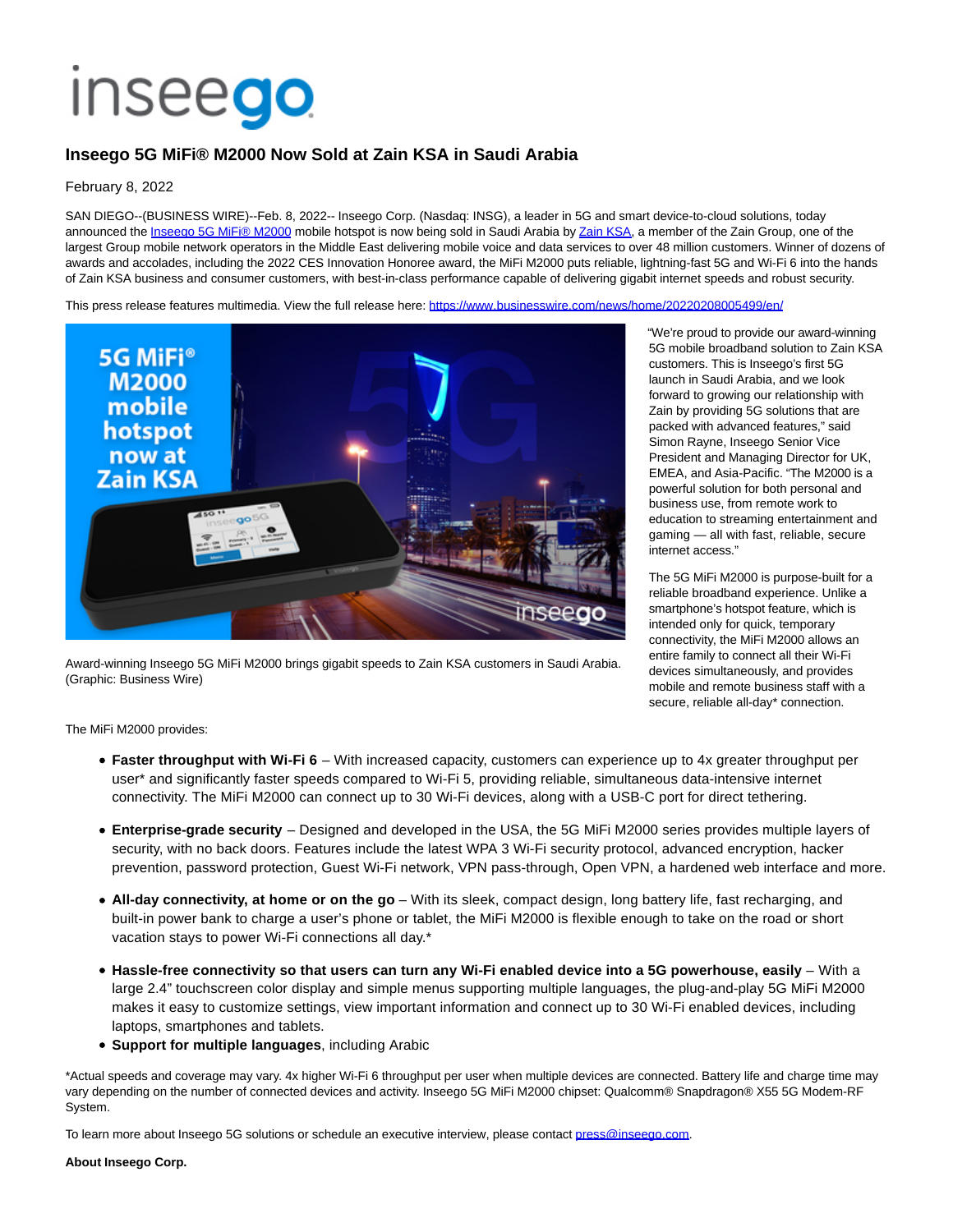# Inseego 5G MiFi® M2000 Now Sold at Zain KSA in Saudi Arabia

February 8, 2022

SAN DIEGO--(BUSINESS WIRE)--Feb. 8, 2022-- Inseego Corp. (Nasdaq: INSG), a leader in 5G and smart device-to-cloud solutions, today announced the Inseego 5G MiFi® M2000 mobile hotspot is now being sold in Saudi Arabia by Zain KSA, a member of the Zain Group, one of the largest Group mobile network operators in the Middle East delivering mobile voice and data services to over 48 million customers. Winner of dozens of awards and accolades, including the 2022 CES Innovation Honoree award, the MiFi M2000 puts reliable, lightning-fast 5G and Wi-Fi 6 into the hands of Zain KSA business and consumer customers, with best-in-class performance capable of delivering gigabit internet speeds and robust security.

This press release features multimedia. View the full release here: https://www.businesswire.com/news/home/20220208005499/en/

Award-winning Inseego 5G MiFi M2000 brings gigabit speeds to Zain KSA customers in Saudi Arabia. (Graphic: Business Wire)

"We're proud to provide our award-winning 5G mobile broadband solution to Zain KSA customers. This is Inseego's first 5G launch in Saudi Arabia, and we look forward to growing our relationship with Zain by providing 5G solutions that are packed with advanced features," said Simon Rayne, Inseego Senior Vice President and Managing Director for UK, EMEA, and Asia-Pacific. "The M2000 is a powerful solution for both personal and business use, from remote work to education to streaming entertainment and gaming — all with fast, reliable, secure internet access."

The 5G MiFi M2000 is purpose-built for a reliable broadband experience. Unlike a smartphone's hotspot feature, which is intended only for quick, temporary connectivity, the MiFi M2000 allows an entire family to connect all their Wi-Fi devices simultaneously, and provides mobile and remote business staff with a secure, reliable all-day* connection.

The MiFi M2000 provides:

- **Faster throughput with Wi-Fi 6** – With increased capacity, customers can experience up to 4x greater throughput per user* and significantly faster speeds compared to Wi-Fi 5, providing reliable, simultaneous data-intensive internet connectivity. The MiFi M2000 can connect up to 30 Wi-Fi devices, along with a USB-C port for direct tethering.
- **Enterprise-grade security** – Designed and developed in the USA, the 5G MiFi M2000 series provides multiple layers of security, with no back doors. Features include the latest WPA 3 Wi-Fi security protocol, advanced encryption, hacker prevention, password protection, Guest Wi-Fi network, VPN pass-through, Open VPN, a hardened web interface and more.
- **All-day connectivity, at home or on the go** – With its sleek, compact design, long battery life, fast recharging, and built-in power bank to charge a user's phone or tablet, the MiFi M2000 is flexible enough to take on the road or short vacation stays to power Wi-Fi connections all day.*
- **Hassle-free connectivity so that users can turn any Wi-Fi enabled device into a 5G powerhouse, easily** – With a large 2.4" touchscreen color display and simple menus supporting multiple languages, the plug-and-play 5G MiFi M2000 makes it easy to customize settings, view important information and connect up to 30 Wi-Fi enabled devices, including laptops, smartphones and tablets.
- **Support for multiple languages**, including Arabic

*Actual speeds and coverage may vary. 4x higher Wi-Fi 6 throughput per user when multiple devices are connected. Battery life and charge time may vary depending on the number of connected devices and activity. Inseego 5G MiFi M2000 chipset: Qualcomm® Snapdragon® X55 5G Modem-RF System.

To learn more about Inseego 5G solutions or schedule an executive interview, please contact press@inseego.com.

**About Inseego Corp.**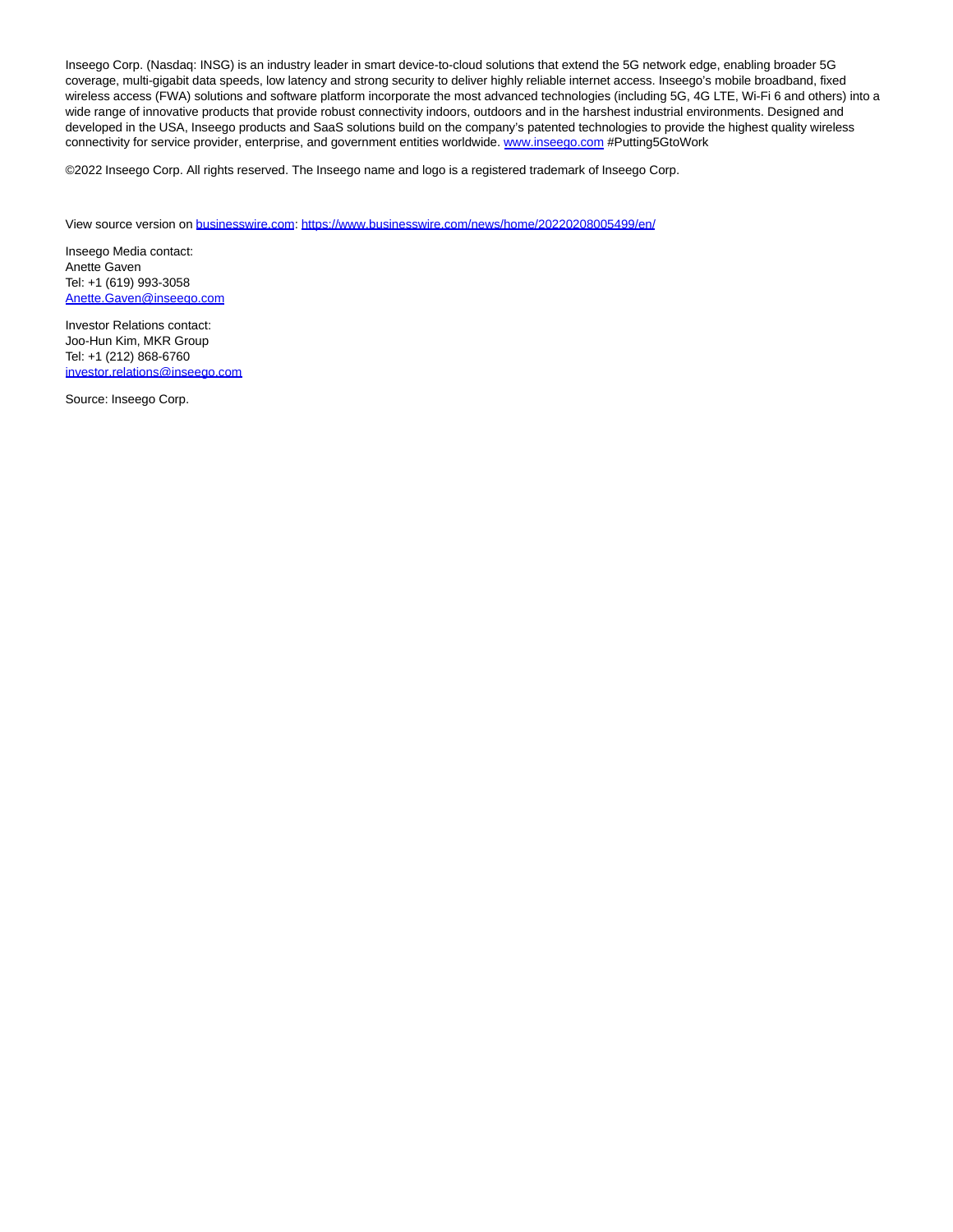Inseego Corp. (Nasdaq: INSG) is an industry leader in smart device-to-cloud solutions that extend the 5G network edge, enabling broader 5G coverage, multi-gigabit data speeds, low latency and strong security to deliver highly reliable internet access. Inseego's mobile broadband, fixed wireless access (FWA) solutions and software platform incorporate the most advanced technologies (including 5G, 4G LTE, Wi-Fi 6 and others) into a wide range of innovative products that provide robust connectivity indoors, outdoors and in the harshest industrial environments. Designed and developed in the USA, Inseego products and SaaS solutions build on the company's patented technologies to provide the highest quality wireless connectivity for service provider, enterprise, and government entities worldwide. www.inseego.com #Putting5GtoWork

©2022 Inseego Corp. All rights reserved. The Inseego name and logo is a registered trademark of Inseego Corp.

View source version on businesswire.com: https://www.businesswire.com/news/home/20220208005499/en/

Inseego Media contact:
Anette Gaven
Tel: +1 (619) 993-3058
Anette.Gaven@inseego.com

Investor Relations contact:
Joo-Hun Kim, MKR Group
Tel: +1 (212) 868-6760
investor.relations@inseego.com

Source: Inseego Corp.